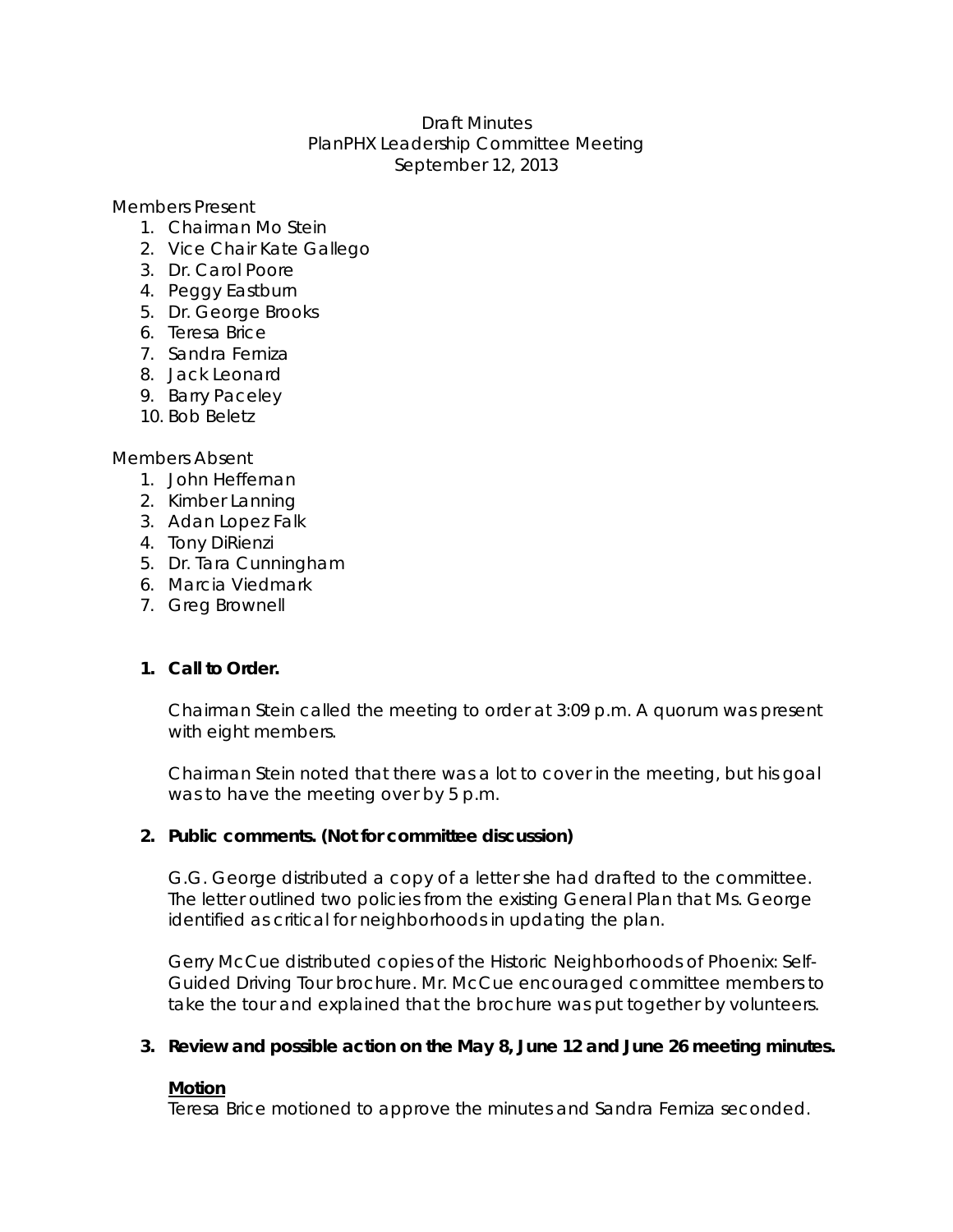Draft Minutes
PlanPHX Leadership Committee Meeting
September 12, 2013

Members Present

1. Chairman Mo Stein
2. Vice Chair Kate Gallego
3. Dr. Carol Poore
4. Peggy Eastburn
5. Dr. George Brooks
6. Teresa Brice
7. Sandra Ferniza
8. Jack Leonard
9. Barry Paceley
10. Bob Beletz

Members Absent

1. John Heffernan
2. Kimber Lanning
3. Adan Lopez Falk
4. Tony DiRienzi
5. Dr. Tara Cunningham
6. Marcia Viedmark
7. Greg Brownell

**1. Call to Order.**

Chairman Stein called the meeting to order at 3:09 p.m. A quorum was present with eight members.

Chairman Stein noted that there was a lot to cover in the meeting, but his goal was to have the meeting over by 5 p.m.

**2. Public comments. (Not for committee discussion)**

G.G. George distributed a copy of a letter she had drafted to the committee. The letter outlined two policies from the existing General Plan that Ms. George identified as critical for neighborhoods in updating the plan.

Gerry McCue distributed copies of the Historic Neighborhoods of Phoenix: Self-Guided Driving Tour brochure. Mr. McCue encouraged committee members to take the tour and explained that the brochure was put together by volunteers.

**3. Review and possible action on the May 8, June 12 and June 26 meeting minutes.**

**Motion**

Teresa Brice motioned to approve the minutes and Sandra Ferniza seconded.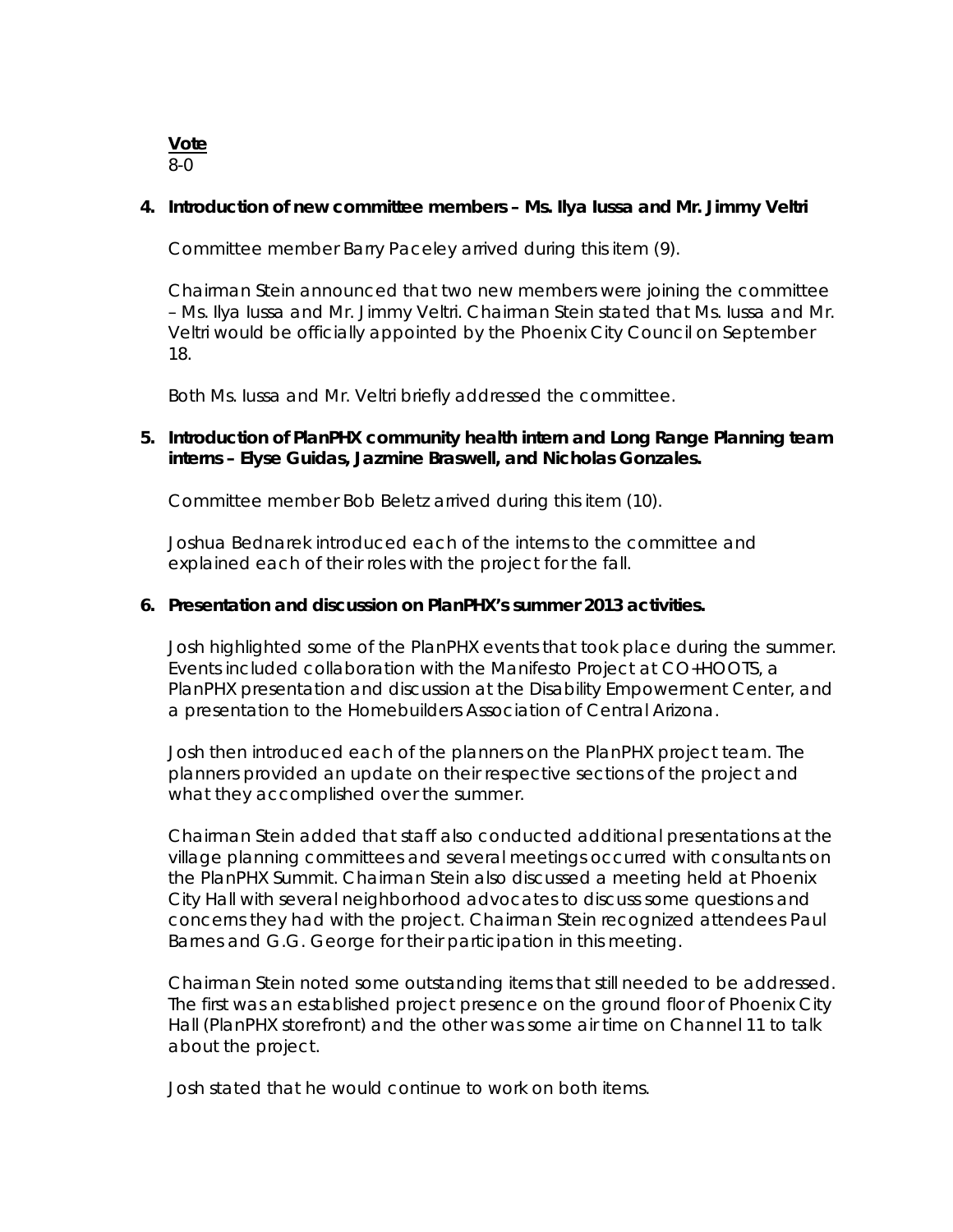**Vote**
8-0

**4. Introduction of new committee members – Ms. Ilya Iussa and Mr. Jimmy Veltri**

Committee member Barry Paceley arrived during this item (9).

Chairman Stein announced that two new members were joining the committee – Ms. Ilya Iussa and Mr. Jimmy Veltri. Chairman Stein stated that Ms. Iussa and Mr. Veltri would be officially appointed by the Phoenix City Council on September 18.

Both Ms. Iussa and Mr. Veltri briefly addressed the committee.

**5. Introduction of PlanPHX community health intern and Long Range Planning team interns – Elyse Guidas, Jazmine Braswell, and Nicholas Gonzales.**

Committee member Bob Beletz arrived during this item (10).

Joshua Bednarek introduced each of the interns to the committee and explained each of their roles with the project for the fall.

**6. Presentation and discussion on PlanPHX's summer 2013 activities.**

Josh highlighted some of the PlanPHX events that took place during the summer. Events included collaboration with the Manifesto Project at CO+HOOTS, a PlanPHX presentation and discussion at the Disability Empowerment Center, and a presentation to the Homebuilders Association of Central Arizona.

Josh then introduced each of the planners on the PlanPHX project team. The planners provided an update on their respective sections of the project and what they accomplished over the summer.

Chairman Stein added that staff also conducted additional presentations at the village planning committees and several meetings occurred with consultants on the PlanPHX Summit. Chairman Stein also discussed a meeting held at Phoenix City Hall with several neighborhood advocates to discuss some questions and concerns they had with the project. Chairman Stein recognized attendees Paul Barnes and G.G. George for their participation in this meeting.

Chairman Stein noted some outstanding items that still needed to be addressed. The first was an established project presence on the ground floor of Phoenix City Hall (PlanPHX storefront) and the other was some air time on Channel 11 to talk about the project.

Josh stated that he would continue to work on both items.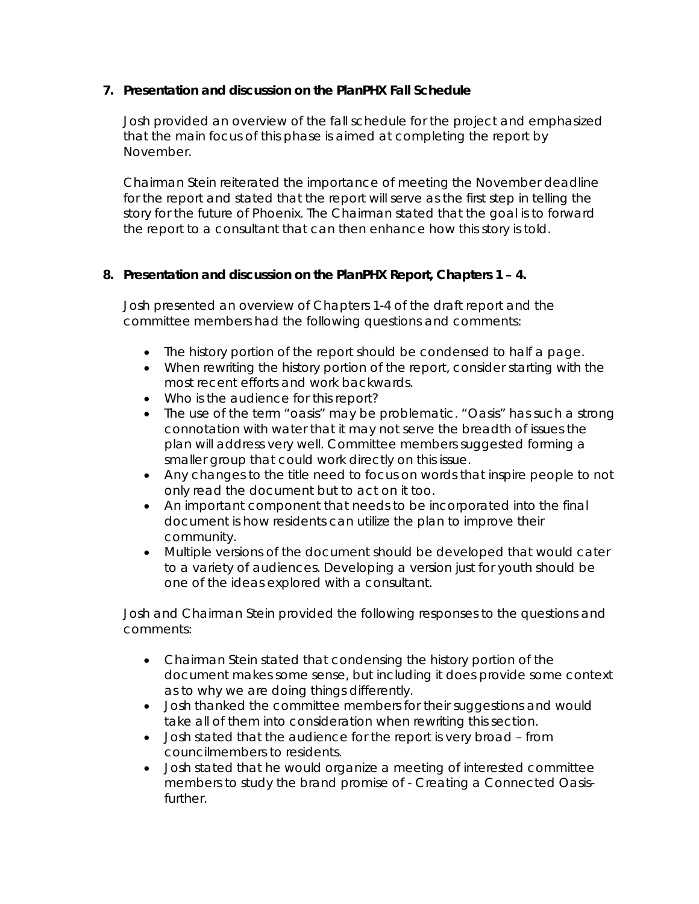**7. Presentation and discussion on the PlanPHX Fall Schedule**

Josh provided an overview of the fall schedule for the project and emphasized that the main focus of this phase is aimed at completing the report by November.

Chairman Stein reiterated the importance of meeting the November deadline for the report and stated that the report will serve as the first step in telling the story for the future of Phoenix. The Chairman stated that the goal is to forward the report to a consultant that can then enhance how this story is told.

**8. Presentation and discussion on the PlanPHX Report, Chapters 1 – 4.**

Josh presented an overview of Chapters 1-4 of the draft report and the committee members had the following questions and comments:

- The history portion of the report should be condensed to half a page.
- When rewriting the history portion of the report, consider starting with the most recent efforts and work backwards.
- Who is the audience for this report?
- The use of the term "oasis" may be problematic. "Oasis" has such a strong connotation with water that it may not serve the breadth of issues the plan will address very well. Committee members suggested forming a smaller group that could work directly on this issue.
- Any changes to the title need to focus on words that inspire people to not only read the document but to act on it too.
- An important component that needs to be incorporated into the final document is how residents can utilize the plan to improve their community.
- Multiple versions of the document should be developed that would cater to a variety of audiences. Developing a version just for youth should be one of the ideas explored with a consultant.

Josh and Chairman Stein provided the following responses to the questions and comments:

- Chairman Stein stated that condensing the history portion of the document makes some sense, but including it does provide some context as to why we are doing things differently.
- Josh thanked the committee members for their suggestions and would take all of them into consideration when rewriting this section.
- Josh stated that the audience for the report is very broad – from councilmembers to residents.
- Josh stated that he would organize a meeting of interested committee members to study the brand promise of - Creating a Connected Oasis- further.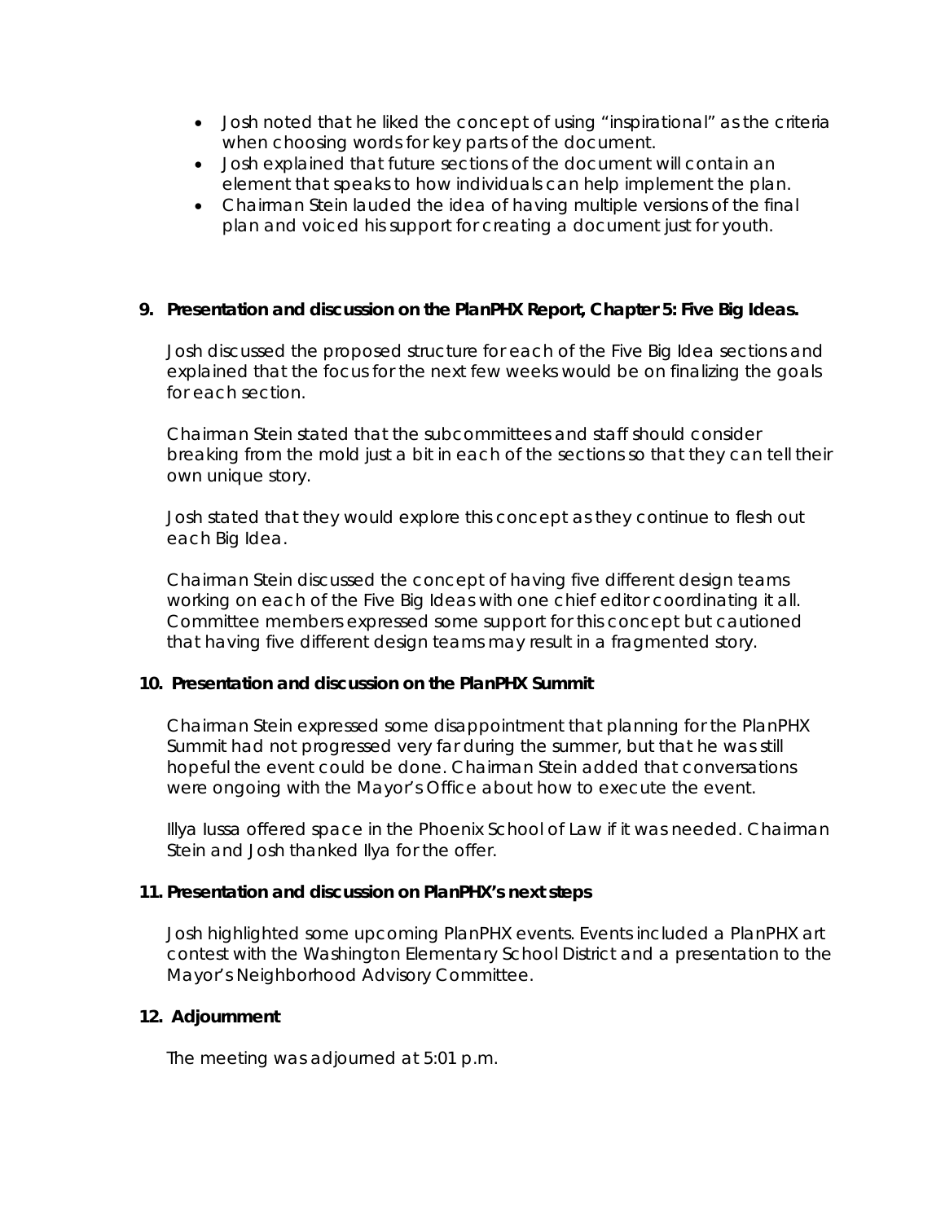- Josh noted that he liked the concept of using "inspirational" as the criteria when choosing words for key parts of the document.
- Josh explained that future sections of the document will contain an element that speaks to how individuals can help implement the plan.
- Chairman Stein lauded the idea of having multiple versions of the final plan and voiced his support for creating a document just for youth.

**9. Presentation and discussion on the PlanPHX Report, Chapter 5: Five Big Ideas.**

Josh discussed the proposed structure for each of the Five Big Idea sections and explained that the focus for the next few weeks would be on finalizing the goals for each section.

Chairman Stein stated that the subcommittees and staff should consider breaking from the mold just a bit in each of the sections so that they can tell their own unique story.

Josh stated that they would explore this concept as they continue to flesh out each Big Idea.

Chairman Stein discussed the concept of having five different design teams working on each of the Five Big Ideas with one chief editor coordinating it all. Committee members expressed some support for this concept but cautioned that having five different design teams may result in a fragmented story.

**10. Presentation and discussion on the PlanPHX Summit**

Chairman Stein expressed some disappointment that planning for the PlanPHX Summit had not progressed very far during the summer, but that he was still hopeful the event could be done. Chairman Stein added that conversations were ongoing with the Mayor's Office about how to execute the event.

Illya Iussa offered space in the Phoenix School of Law if it was needed. Chairman Stein and Josh thanked Ilya for the offer.

**11. Presentation and discussion on PlanPHX's next steps**

Josh highlighted some upcoming PlanPHX events. Events included a PlanPHX art contest with the Washington Elementary School District and a presentation to the Mayor's Neighborhood Advisory Committee.

**12. Adjournment**

The meeting was adjourned at 5:01 p.m.